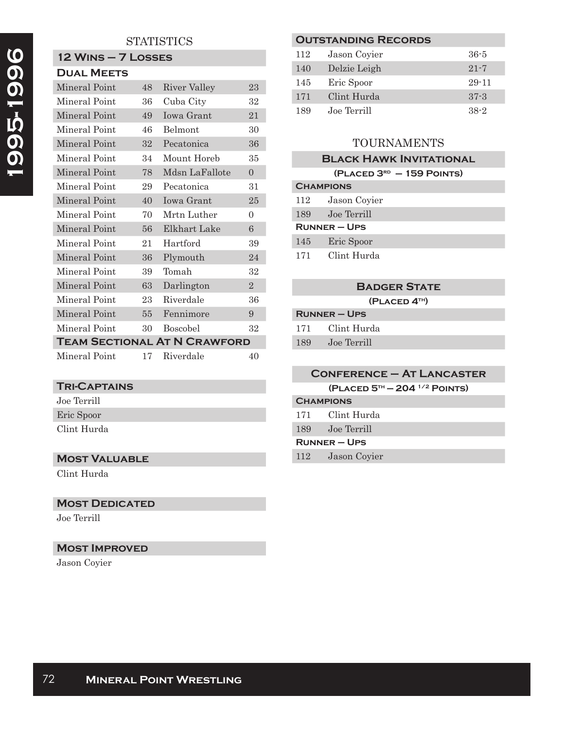# 1995-1996

## STATISTICS

### 12 Wins – 7 Losses

**Dual Meets**

| | | | |
|---|---|---|---|
| Mineral Point | 48 | River Valley | 23 |
| Mineral Point | 36 | Cuba City | 32 |
| Mineral Point | 49 | Iowa Grant | 21 |
| Mineral Point | 46 | Belmont | 30 |
| Mineral Point | 32 | Pecatonica | 36 |
| Mineral Point | 34 | Mount Horeb | 35 |
| Mineral Point | 78 | Mdsn LaFallote | 0 |
| Mineral Point | 29 | Pecatonica | 31 |
| Mineral Point | 40 | Iowa Grant | 25 |
| Mineral Point | 70 | Mrtn Luther | 0 |
| Mineral Point | 56 | Elkhart Lake | 6 |
| Mineral Point | 21 | Hartford | 39 |
| Mineral Point | 36 | Plymouth | 24 |
| Mineral Point | 39 | Tomah | 32 |
| Mineral Point | 63 | Darlington | 2 |
| Mineral Point | 23 | Riverdale | 36 |
| Mineral Point | 55 | Fennimore | 9 |
| Mineral Point | 30 | Boscobel | 32 |

**Team Sectional At N Crawford**

| | | | |
|---|---|---|---|
| Mineral Point | 17 | Riverdale | 40 |

### Tri-Captains

Joe Terrill
Eric Spoor
Clint Hurda

### Most Valuable

Clint Hurda

### Most Dedicated

Joe Terrill

### Most Improved

Jason Coyier

### Outstanding Records

| | | |
|---|---|---|
| 112 | Jason Coyier | 36-5 |
| 140 | Delzie Leigh | 21-7 |
| 145 | Eric Spoor | 29-11 |
| 171 | Clint Hurda | 37-3 |
| 189 | Joe Terrill | 38-2 |

## TOURNAMENTS

### Black Hawk Invitational

(Placed 3rd – 159 Points)

**Champions**

| | |
|---|---|
| 112 | Jason Coyier |
| 189 | Joe Terrill |

**Runner – Ups**

| | |
|---|---|
| 145 | Eric Spoor |
| 171 | Clint Hurda |

### Badger State

(Placed 4th)

**Runner – Ups**

| | |
|---|---|
| 171 | Clint Hurda |
| 189 | Joe Terrill |

### Conference – At Lancaster

(Placed 5th – 204 1/2 Points)

**Champions**

| | |
|---|---|
| 171 | Clint Hurda |
| 189 | Joe Terrill |

**Runner – Ups**

| | |
|---|---|
| 112 | Jason Coyier |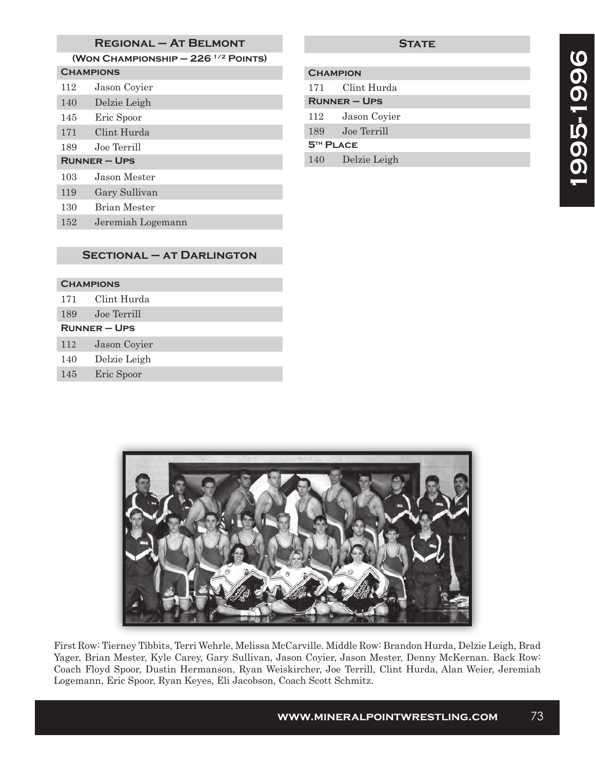# 1995-1996

## Regional – At Belmont

(Won Championship – 226 1/2 Points)

| | |
|---|---|
| **Champions** | |
| 112 | Jason Coyier |
| 140 | Delzie Leigh |
| 145 | Eric Spoor |
| 171 | Clint Hurda |
| 189 | Joe Terrill |
| **Runner – Ups** | |
| 103 | Jason Mester |
| 119 | Gary Sullivan |
| 130 | Brian Mester |
| 152 | Jeremiah Logemann |

## Sectional – at Darlington

| | |
|---|---|
| **Champions** | |
| 171 | Clint Hurda |
| 189 | Joe Terrill |
| **Runner – Ups** | |
| 112 | Jason Coyier |
| 140 | Delzie Leigh |
| 145 | Eric Spoor |

## State

| | |
|---|---|
| **Champion** | |
| 171 | Clint Hurda |
| **Runner – Ups** | |
| 112 | Jason Coyier |
| 189 | Joe Terrill |
| **5th Place** | |
| 140 | Delzie Leigh |

First Row: Tierney Tibbits, Terri Wehrle, Melissa McCarville. Middle Row: Brandon Hurda, Delzie Leigh, Brad Yager, Brian Mester, Kyle Carey, Gary Sullivan, Jason Coyier, Jason Mester, Denny McKernan. Back Row: Coach Floyd Spoor, Dustin Hermanson, Ryan Weiskircher, Joe Terrill, Clint Hurda, Alan Weier, Jeremiah Logemann, Eric Spoor, Ryan Keyes, Eli Jacobson, Coach Scott Schmitz.